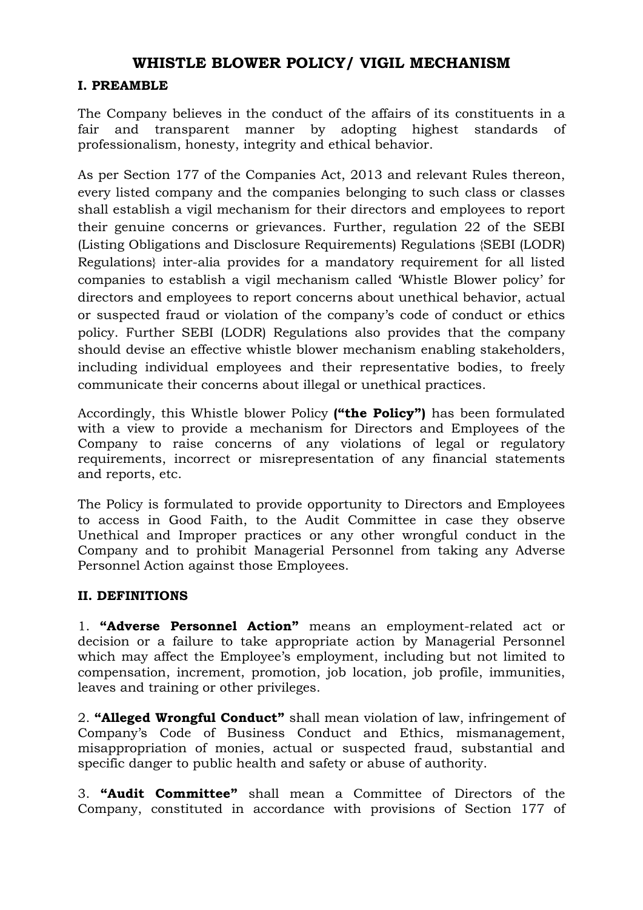# WHISTLE BLOWER POLICY/ VIGIL MECHANISM

## I. PREAMBLE

The Company believes in the conduct of the affairs of its constituents in a fair and transparent manner by adopting highest standards of professionalism, honesty, integrity and ethical behavior.

As per Section 177 of the Companies Act, 2013 and relevant Rules thereon, every listed company and the companies belonging to such class or classes shall establish a vigil mechanism for their directors and employees to report their genuine concerns or grievances. Further, regulation 22 of the SEBI (Listing Obligations and Disclosure Requirements) Regulations {SEBI (LODR) Regulations} inter-alia provides for a mandatory requirement for all listed companies to establish a vigil mechanism called 'Whistle Blower policy' for directors and employees to report concerns about unethical behavior, actual or suspected fraud or violation of the company's code of conduct or ethics policy. Further SEBI (LODR) Regulations also provides that the company should devise an effective whistle blower mechanism enabling stakeholders, including individual employees and their representative bodies, to freely communicate their concerns about illegal or unethical practices.

Accordingly, this Whistle blower Policy **("the Policy")** has been formulated with a view to provide a mechanism for Directors and Employees of the Company to raise concerns of any violations of legal or regulatory requirements, incorrect or misrepresentation of any financial statements and reports, etc.

The Policy is formulated to provide opportunity to Directors and Employees to access in Good Faith, to the Audit Committee in case they observe Unethical and Improper practices or any other wrongful conduct in the Company and to prohibit Managerial Personnel from taking any Adverse Personnel Action against those Employees.

## II. DEFINITIONS

1. **"Adverse Personnel Action"** means an employment-related act or decision or a failure to take appropriate action by Managerial Personnel which may affect the Employee's employment, including but not limited to compensation, increment, promotion, job location, job profile, immunities, leaves and training or other privileges.

2. **"Alleged Wrongful Conduct"** shall mean violation of law, infringement of Company's Code of Business Conduct and Ethics, mismanagement, misappropriation of monies, actual or suspected fraud, substantial and specific danger to public health and safety or abuse of authority.

3. **"Audit Committee"** shall mean a Committee of Directors of the Company, constituted in accordance with provisions of Section 177 of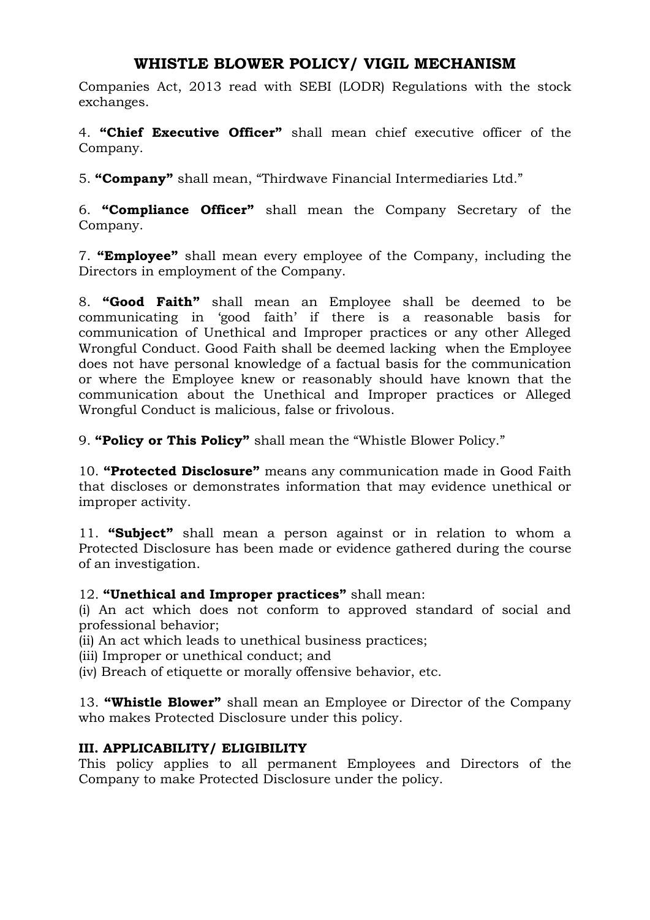Companies Act, 2013 read with SEBI (LODR) Regulations with the stock exchanges.

4. **"Chief Executive Officer"** shall mean chief executive officer of the Company.

5. **"Company"** shall mean, "Thirdwave Financial Intermediaries Ltd."

6. **"Compliance Officer"** shall mean the Company Secretary of the Company.

7. **"Employee"** shall mean every employee of the Company, including the Directors in employment of the Company.

8. **"Good Faith"** shall mean an Employee shall be deemed to be communicating in 'good faith' if there is a reasonable basis for communication of Unethical and Improper practices or any other Alleged Wrongful Conduct. Good Faith shall be deemed lacking when the Employee does not have personal knowledge of a factual basis for the communication or where the Employee knew or reasonably should have known that the communication about the Unethical and Improper practices or Alleged Wrongful Conduct is malicious, false or frivolous.

9. **"Policy or This Policy"** shall mean the "Whistle Blower Policy."

10. **"Protected Disclosure"** means any communication made in Good Faith that discloses or demonstrates information that may evidence unethical or improper activity.

11. **"Subject"** shall mean a person against or in relation to whom a Protected Disclosure has been made or evidence gathered during the course of an investigation.

12. **"Unethical and Improper practices"** shall mean:
(i) An act which does not conform to approved standard of social and professional behavior;
(ii) An act which leads to unethical business practices;
(iii) Improper or unethical conduct; and
(iv) Breach of etiquette or morally offensive behavior, etc.

13. **"Whistle Blower"** shall mean an Employee or Director of the Company who makes Protected Disclosure under this policy.

### III. APPLICABILITY/ ELIGIBILITY

This policy applies to all permanent Employees and Directors of the Company to make Protected Disclosure under the policy.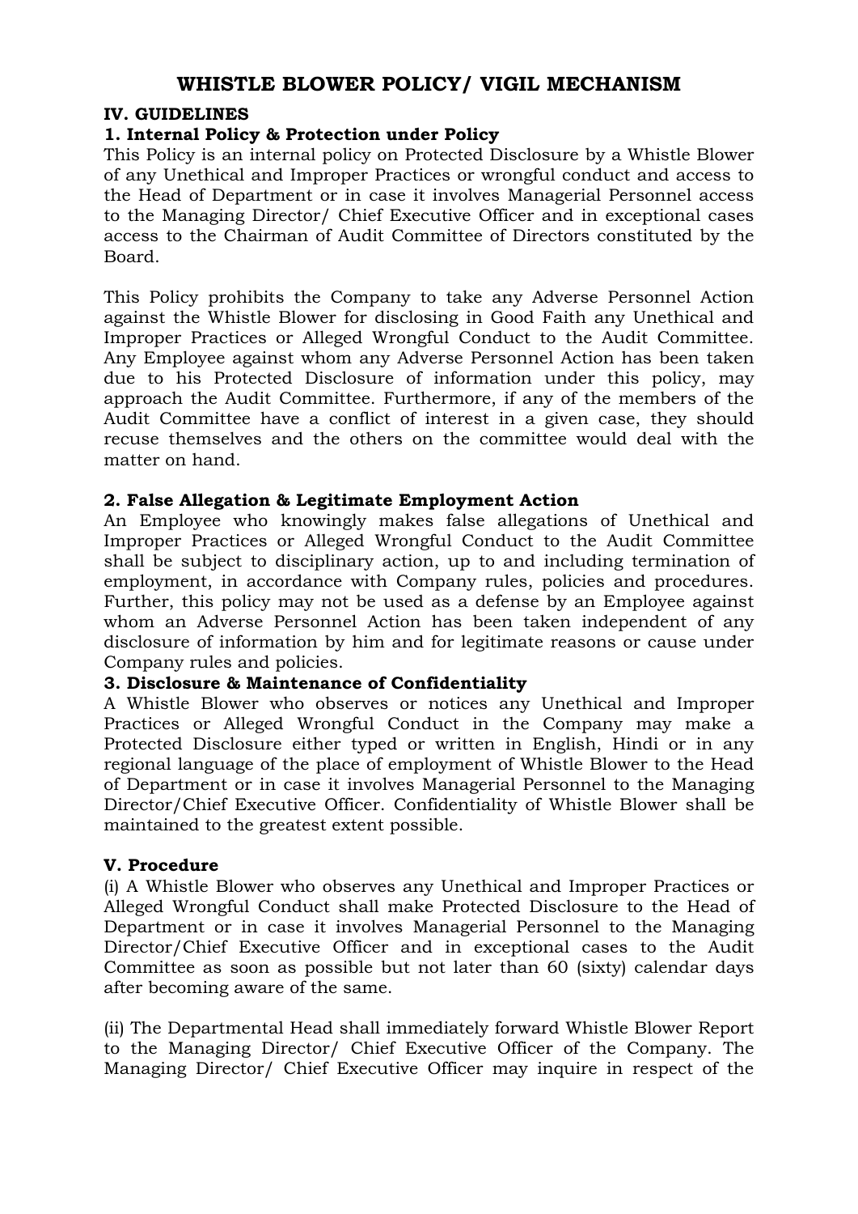# WHISTLE BLOWER POLICY/ VIGIL MECHANISM

## IV. GUIDELINES

### 1. Internal Policy & Protection under Policy

This Policy is an internal policy on Protected Disclosure by a Whistle Blower of any Unethical and Improper Practices or wrongful conduct and access to the Head of Department or in case it involves Managerial Personnel access to the Managing Director/ Chief Executive Officer and in exceptional cases access to the Chairman of Audit Committee of Directors constituted by the Board.

This Policy prohibits the Company to take any Adverse Personnel Action against the Whistle Blower for disclosing in Good Faith any Unethical and Improper Practices or Alleged Wrongful Conduct to the Audit Committee. Any Employee against whom any Adverse Personnel Action has been taken due to his Protected Disclosure of information under this policy, may approach the Audit Committee. Furthermore, if any of the members of the Audit Committee have a conflict of interest in a given case, they should recuse themselves and the others on the committee would deal with the matter on hand.

### 2. False Allegation & Legitimate Employment Action

An Employee who knowingly makes false allegations of Unethical and Improper Practices or Alleged Wrongful Conduct to the Audit Committee shall be subject to disciplinary action, up to and including termination of employment, in accordance with Company rules, policies and procedures. Further, this policy may not be used as a defense by an Employee against whom an Adverse Personnel Action has been taken independent of any disclosure of information by him and for legitimate reasons or cause under Company rules and policies.

### 3. Disclosure & Maintenance of Confidentiality

A Whistle Blower who observes or notices any Unethical and Improper Practices or Alleged Wrongful Conduct in the Company may make a Protected Disclosure either typed or written in English, Hindi or in any regional language of the place of employment of Whistle Blower to the Head of Department or in case it involves Managerial Personnel to the Managing Director/Chief Executive Officer. Confidentiality of Whistle Blower shall be maintained to the greatest extent possible.

## V. Procedure

(i) A Whistle Blower who observes any Unethical and Improper Practices or Alleged Wrongful Conduct shall make Protected Disclosure to the Head of Department or in case it involves Managerial Personnel to the Managing Director/Chief Executive Officer and in exceptional cases to the Audit Committee as soon as possible but not later than 60 (sixty) calendar days after becoming aware of the same.

(ii) The Departmental Head shall immediately forward Whistle Blower Report to the Managing Director/ Chief Executive Officer of the Company. The Managing Director/ Chief Executive Officer may inquire in respect of the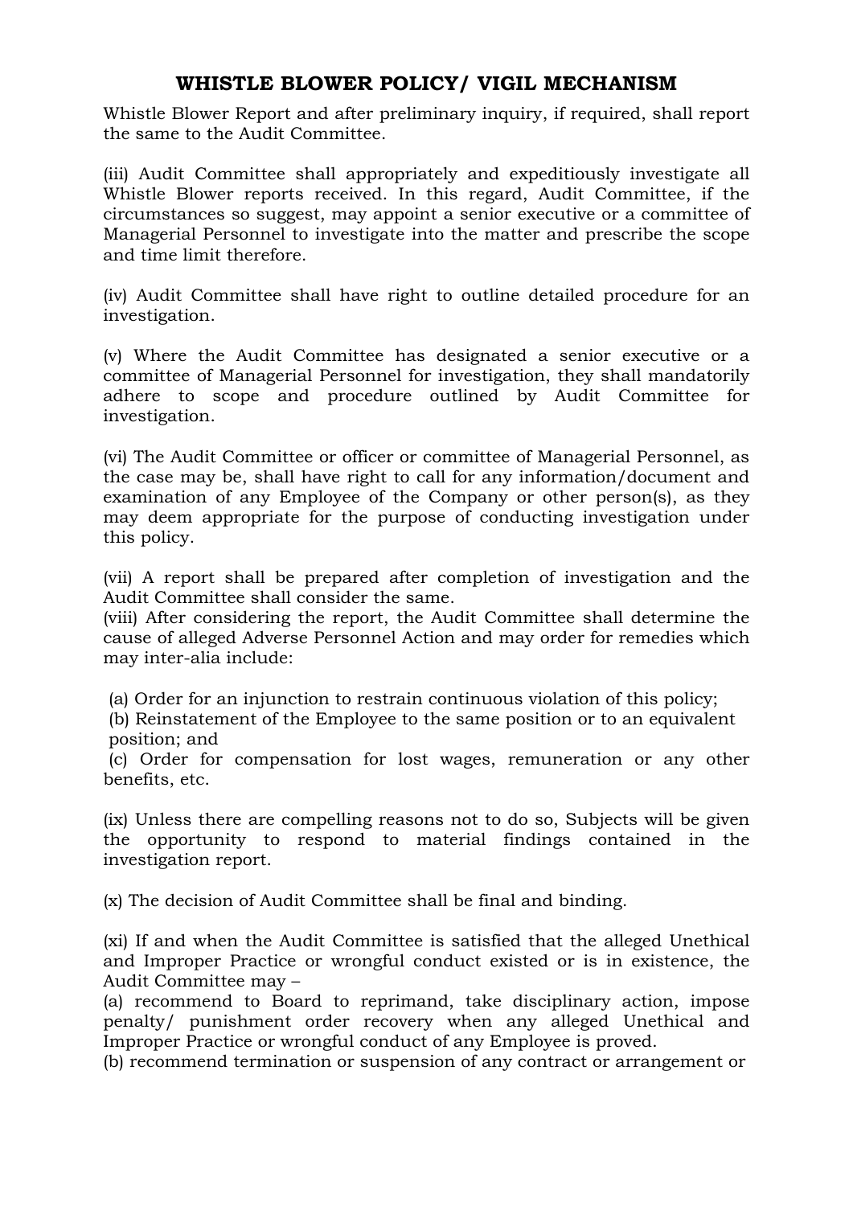# WHISTLE BLOWER POLICY/ VIGIL MECHANISM

Whistle Blower Report and after preliminary inquiry, if required, shall report the same to the Audit Committee.

(iii) Audit Committee shall appropriately and expeditiously investigate all Whistle Blower reports received. In this regard, Audit Committee, if the circumstances so suggest, may appoint a senior executive or a committee of Managerial Personnel to investigate into the matter and prescribe the scope and time limit therefore.

(iv) Audit Committee shall have right to outline detailed procedure for an investigation.

(v) Where the Audit Committee has designated a senior executive or a committee of Managerial Personnel for investigation, they shall mandatorily adhere to scope and procedure outlined by Audit Committee for investigation.

(vi) The Audit Committee or officer or committee of Managerial Personnel, as the case may be, shall have right to call for any information/document and examination of any Employee of the Company or other person(s), as they may deem appropriate for the purpose of conducting investigation under this policy.

(vii) A report shall be prepared after completion of investigation and the Audit Committee shall consider the same.

(viii) After considering the report, the Audit Committee shall determine the cause of alleged Adverse Personnel Action and may order for remedies which may inter-alia include:

(a) Order for an injunction to restrain continuous violation of this policy;
(b) Reinstatement of the Employee to the same position or to an equivalent position; and
(c) Order for compensation for lost wages, remuneration or any other benefits, etc.

(ix) Unless there are compelling reasons not to do so, Subjects will be given the opportunity to respond to material findings contained in the investigation report.

(x) The decision of Audit Committee shall be final and binding.

(xi) If and when the Audit Committee is satisfied that the alleged Unethical and Improper Practice or wrongful conduct existed or is in existence, the Audit Committee may –

(a) recommend to Board to reprimand, take disciplinary action, impose penalty/ punishment order recovery when any alleged Unethical and Improper Practice or wrongful conduct of any Employee is proved.

(b) recommend termination or suspension of any contract or arrangement or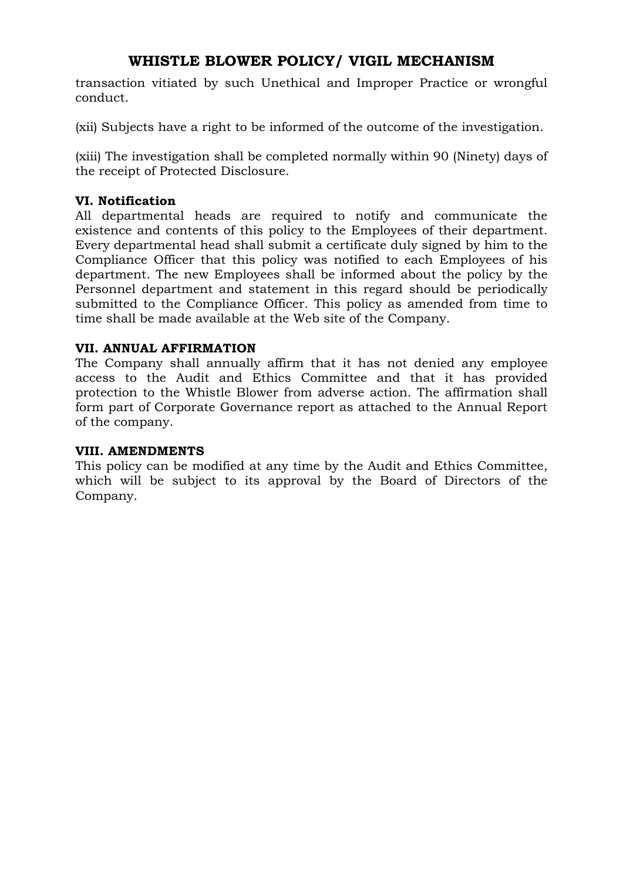transaction vitiated by such Unethical and Improper Practice or wrongful conduct.

(xii) Subjects have a right to be informed of the outcome of the investigation.

(xiii) The investigation shall be completed normally within 90 (Ninety) days of the receipt of Protected Disclosure.

**VI. Notification**

All departmental heads are required to notify and communicate the existence and contents of this policy to the Employees of their department. Every departmental head shall submit a certificate duly signed by him to the Compliance Officer that this policy was notified to each Employees of his department. The new Employees shall be informed about the policy by the Personnel department and statement in this regard should be periodically submitted to the Compliance Officer. This policy as amended from time to time shall be made available at the Web site of the Company.

**VII. ANNUAL AFFIRMATION**

The Company shall annually affirm that it has not denied any employee access to the Audit and Ethics Committee and that it has provided protection to the Whistle Blower from adverse action. The affirmation shall form part of Corporate Governance report as attached to the Annual Report of the company.

**VIII. AMENDMENTS**

This policy can be modified at any time by the Audit and Ethics Committee, which will be subject to its approval by the Board of Directors of the Company.